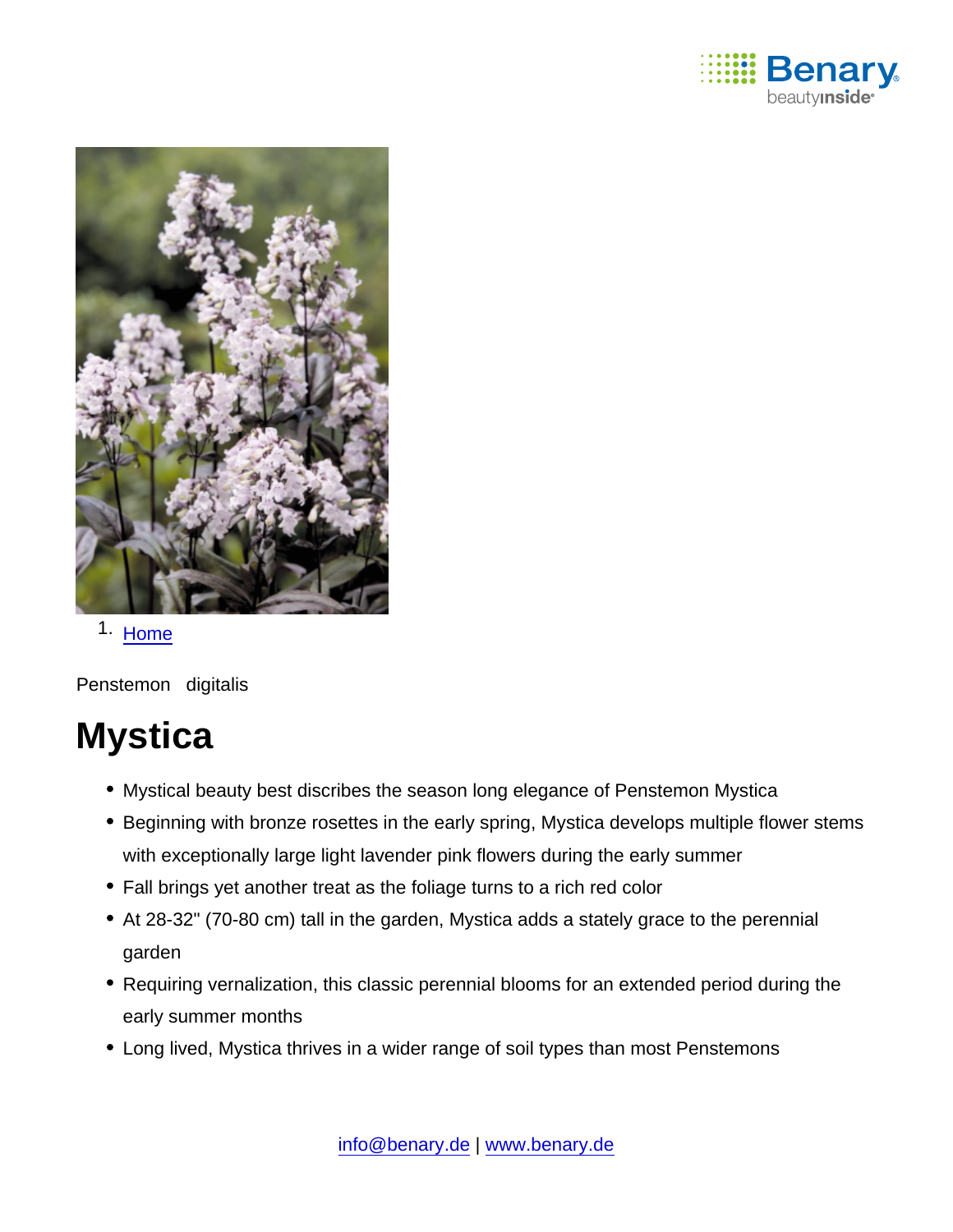1. [Home]

Penstemon digitalis

# Mystica

- Mystical beauty best discribes the season long elegance of Penstemon Mystica
- Beginning with bronze rosettes in the early spring, Mystica develops multiple flower stems with exceptionally large light lavender pink flowers during the early summer
- Fall brings yet another treat as the foliage turns to a rich red color
- At 28-32" (70-80 cm) tall in the garden, Mystica adds a stately grace to the perennial garden
- Requiring vernalization, this classic perennial blooms for an extended period during the early summer months
- Long lived, Mystica thrives in a wider range of soil types than most Penstemons

info@benary.de | www.benary.de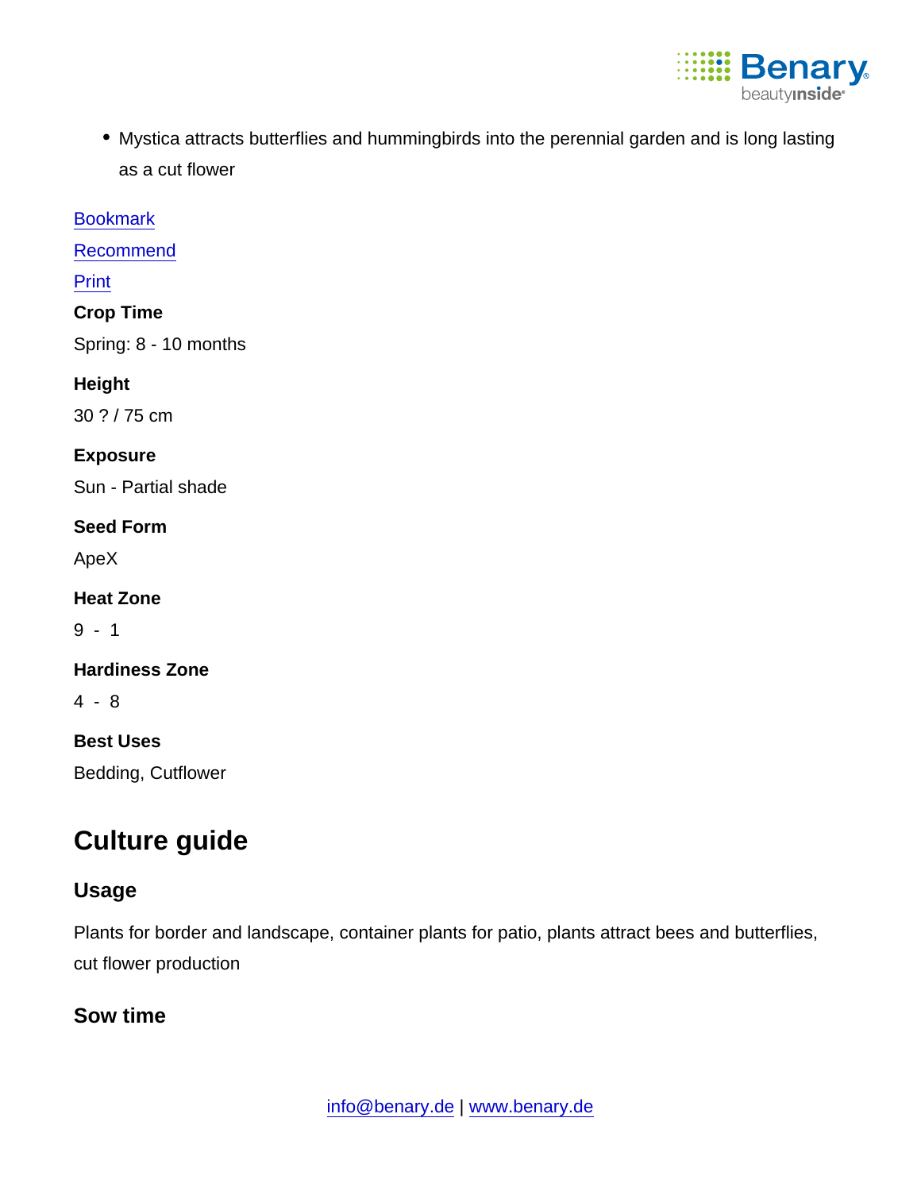- Mystica attracts butterflies and hummingbirds into the perennial garden and is long lasting as a cut flower

Bookmark

Recommend

Print

**Crop Time**

Spring: 8 - 10 months

**Height**

30 ? / 75 cm

**Exposure**

Sun - Partial shade

**Seed Form**

ApeX

**Heat Zone**

9 - 1

**Hardiness Zone**

4 - 8

**Best Uses**

Bedding, Cutflower

## Culture guide

### Usage

Plants for border and landscape, container plants for patio, plants attract bees and butterflies, cut flower production

### Sow time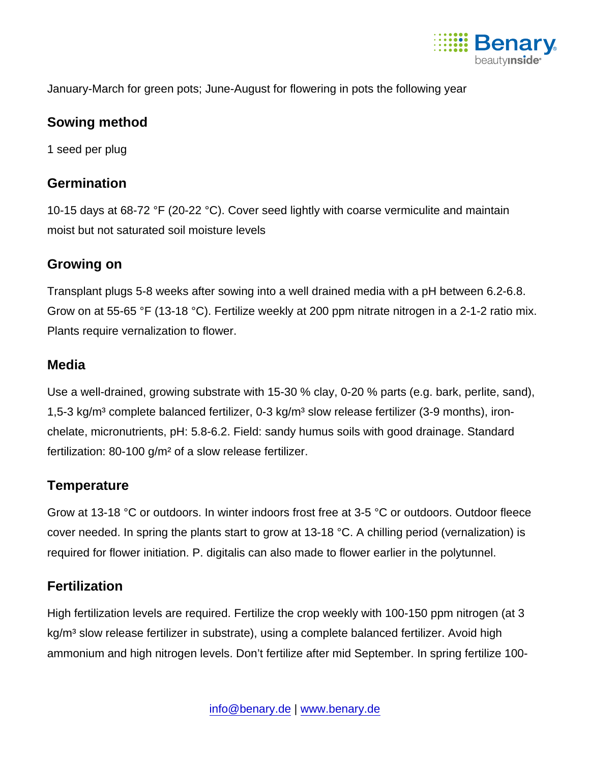January-March for green pots; June-August for flowering in pots the following year

## Sowing method

1 seed per plug

## Germination

10-15 days at 68-72 °F (20-22 °C). Cover seed lightly with coarse vermiculite and maintain moist but not saturated soil moisture levels

## Growing on

Transplant plugs 5-8 weeks after sowing into a well drained media with a pH between 6.2-6.8. Grow on at 55-65 °F (13-18 °C). Fertilize weekly at 200 ppm nitrate nitrogen in a 2-1-2 ratio mix. Plants require vernalization to flower.

## Media

Use a well-drained, growing substrate with 15-30 % clay, 0-20 % parts (e.g. bark, perlite, sand), 1,5-3 kg/m³ complete balanced fertilizer, 0-3 kg/m³ slow release fertilizer (3-9 months), iron-chelate, micronutrients, pH: 5.8-6.2. Field: sandy humus soils with good drainage. Standard fertilization: 80-100 g/m² of a slow release fertilizer.

## Temperature

Grow at 13-18 °C or outdoors. In winter indoors frost free at 3-5 °C or outdoors. Outdoor fleece cover needed. In spring the plants start to grow at 13-18 °C. A chilling period (vernalization) is required for flower initiation. P. digitalis can also made to flower earlier in the polytunnel.

## Fertilization

High fertilization levels are required. Fertilize the crop weekly with 100-150 ppm nitrogen (at 3 kg/m³ slow release fertilizer in substrate), using a complete balanced fertilizer. Avoid high ammonium and high nitrogen levels. Don't fertilize after mid September. In spring fertilize 100-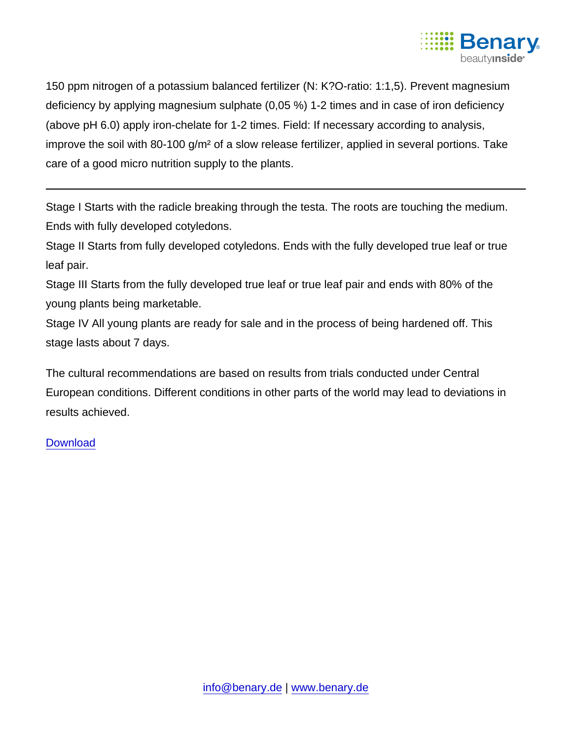150 ppm nitrogen of a potassium balanced fertilizer (N: K?O-ratio: 1:1,5). Prevent magnesium deficiency by applying magnesium sulphate (0,05 %) 1-2 times and in case of iron deficiency (above pH 6.0) apply iron-chelate for 1-2 times. Field: If necessary according to analysis, improve the soil with 80-100 g/m² of a slow release fertilizer, applied in several portions. Take care of a good micro nutrition supply to the plants.

---

Stage I Starts with the radicle breaking through the testa. The roots are touching the medium. Ends with fully developed cotyledons.
Stage II Starts from fully developed cotyledons. Ends with the fully developed true leaf or true leaf pair.
Stage III Starts from the fully developed true leaf or true leaf pair and ends with 80% of the young plants being marketable.
Stage IV All young plants are ready for sale and in the process of being hardened off. This stage lasts about 7 days.

The cultural recommendations are based on results from trials conducted under Central European conditions. Different conditions in other parts of the world may lead to deviations in results achieved.

Download

info@benary.de | www.benary.de